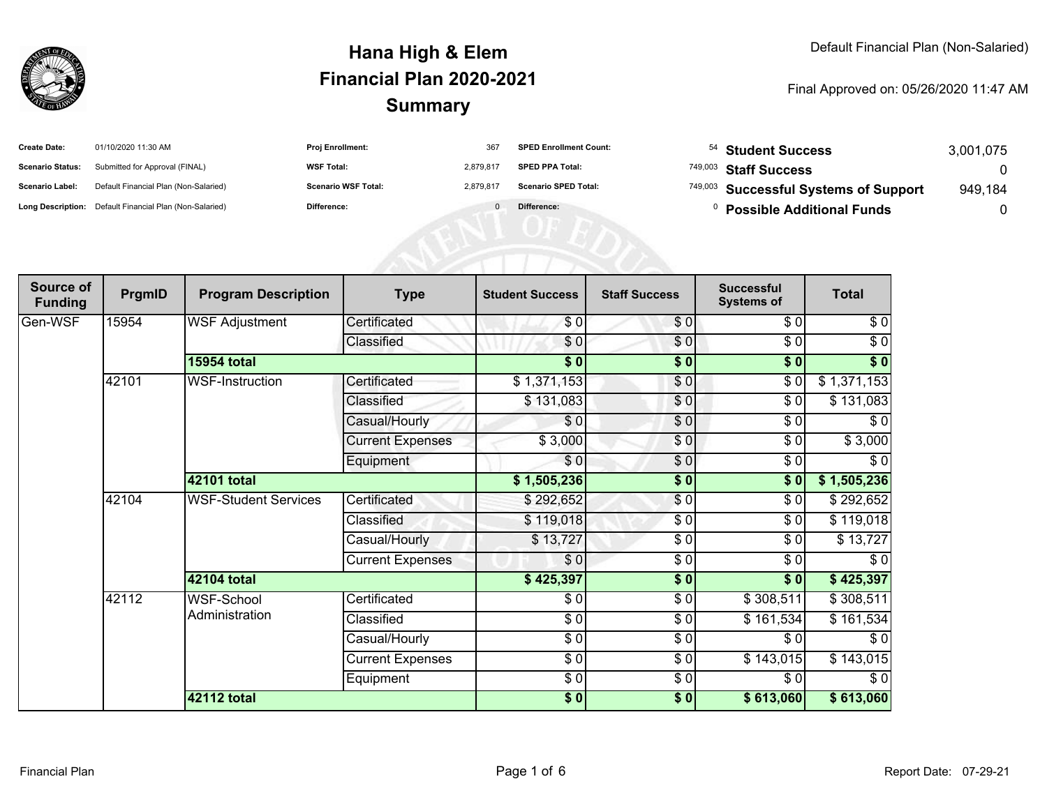# Hana High & Elem
## Financial Plan 2020-2021
## Summary

Default Financial Plan (Non-Salaried)

Final Approved on: 05/26/2020 11:47 AM

| | | | | | | | |
|---|---|---|---|---|---|---|---|
| **Create Date:** | 01/10/2020 11:30 AM | **Proj Enrollment:** | 367 | **SPED Enrollment Count:** | 54 | **Student Success** | 3,001,075 |
| **Scenario Status:** | Submitted for Approval (FINAL) | **WSF Total:** | 2,879,817 | **SPED PPA Total:** | 749,003 | **Staff Success** | 0 |
| **Scenario Label:** | Default Financial Plan (Non-Salaried) | **Scenario WSF Total:** | 2,879,817 | **Scenario SPED Total:** | 749,003 | **Successful Systems of Support** | 949,184 |
| **Long Description:** | Default Financial Plan (Non-Salaried) | **Difference:** | 0 | **Difference:** | 0 | **Possible Additional Funds** | 0 |

| Source of Funding | PrgmID | Program Description | Type | Student Success | Staff Success | Successful Systems of | Total |
|---|---|---|---|---|---|---|---|
| Gen-WSF | 15954 | WSF Adjustment | Certificated | $ 0 | $ 0 | $ 0 | $ 0 |
| | | | Classified | $ 0 | $ 0 | $ 0 | $ 0 |
| | | **15954 total** | | **$ 0** | **$ 0** | **$ 0** | **$ 0** |
| | 42101 | WSF-Instruction | Certificated | $ 1,371,153 | $ 0 | $ 0 | $ 1,371,153 |
| | | | Classified | $ 131,083 | $ 0 | $ 0 | $ 131,083 |
| | | | Casual/Hourly | $ 0 | $ 0 | $ 0 | $ 0 |
| | | | Current Expenses | $ 3,000 | $ 0 | $ 0 | $ 3,000 |
| | | | Equipment | $ 0 | $ 0 | $ 0 | $ 0 |
| | | **42101 total** | | **$ 1,505,236** | **$ 0** | **$ 0** | **$ 1,505,236** |
| | 42104 | WSF-Student Services | Certificated | $ 292,652 | $ 0 | $ 0 | $ 292,652 |
| | | | Classified | $ 119,018 | $ 0 | $ 0 | $ 119,018 |
| | | | Casual/Hourly | $ 13,727 | $ 0 | $ 0 | $ 13,727 |
| | | | Current Expenses | $ 0 | $ 0 | $ 0 | $ 0 |
| | | **42104 total** | | **$ 425,397** | **$ 0** | **$ 0** | **$ 425,397** |
| | 42112 | WSF-School Administration | Certificated | $ 0 | $ 0 | $ 308,511 | $ 308,511 |
| | | | Classified | $ 0 | $ 0 | $ 161,534 | $ 161,534 |
| | | | Casual/Hourly | $ 0 | $ 0 | $ 0 | $ 0 |
| | | | Current Expenses | $ 0 | $ 0 | $ 143,015 | $ 143,015 |
| | | | Equipment | $ 0 | $ 0 | $ 0 | $ 0 |
| | | **42112 total** | | **$ 0** | **$ 0** | **$ 613,060** | **$ 613,060** |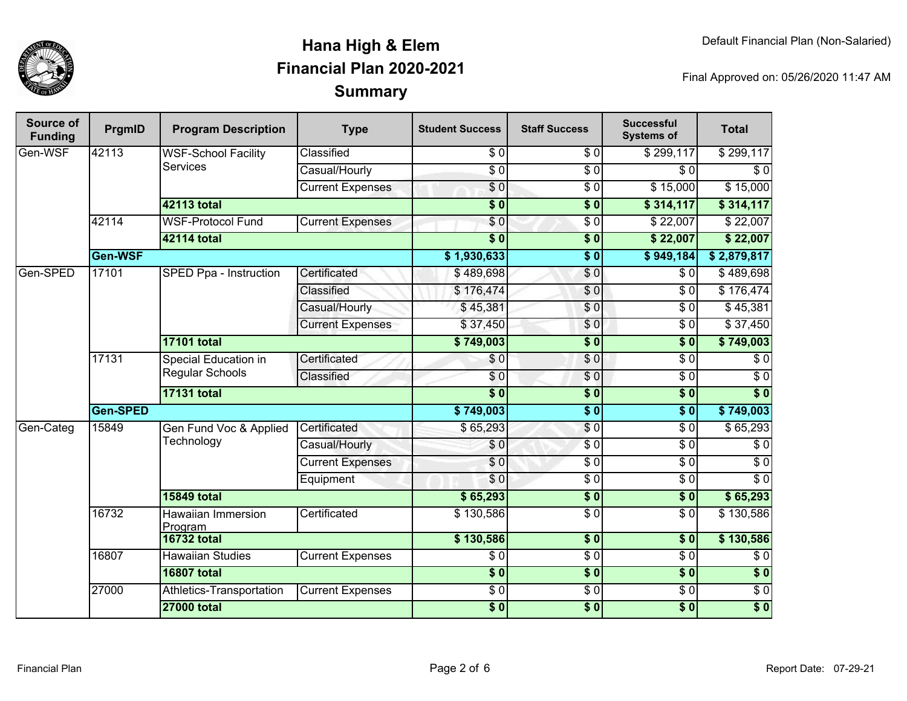# Hana High & Elem
## Financial Plan 2020-2021
## Summary

Default Financial Plan (Non-Salaried)

Final Approved on: 05/26/2020 11:47 AM

| Source of Funding | PrgmID | Program Description | Type | Student Success | Staff Success | Successful Systems of | Total |
|---|---|---|---|---|---|---|---|
| Gen-WSF | 42113 | WSF-School Facility Services | Classified | $ 0 | $ 0 | $ 299,117 | $ 299,117 |
| | | | Casual/Hourly | $ 0 | $ 0 | $ 0 | $ 0 |
| | | | Current Expenses | $ 0 | $ 0 | $ 15,000 | $ 15,000 |
| | | **42113 total** | | **$ 0** | **$ 0** | **$ 314,117** | **$ 314,117** |
| | 42114 | WSF-Protocol Fund | Current Expenses | $ 0 | $ 0 | $ 22,007 | $ 22,007 |
| | | **42114 total** | | **$ 0** | **$ 0** | **$ 22,007** | **$ 22,007** |
| | **Gen-WSF** | | | **$ 1,930,633** | **$ 0** | **$ 949,184** | **$ 2,879,817** |
| Gen-SPED | 17101 | SPED Ppa - Instruction | Certificated | $ 489,698 | $ 0 | $ 0 | $ 489,698 |
| | | | Classified | $ 176,474 | $ 0 | $ 0 | $ 176,474 |
| | | | Casual/Hourly | $ 45,381 | $ 0 | $ 0 | $ 45,381 |
| | | | Current Expenses | $ 37,450 | $ 0 | $ 0 | $ 37,450 |
| | | **17101 total** | | **$ 749,003** | **$ 0** | **$ 0** | **$ 749,003** |
| | 17131 | Special Education in Regular Schools | Certificated | $ 0 | $ 0 | $ 0 | $ 0 |
| | | | Classified | $ 0 | $ 0 | $ 0 | $ 0 |
| | | **17131 total** | | **$ 0** | **$ 0** | **$ 0** | **$ 0** |
| | **Gen-SPED** | | | **$ 749,003** | **$ 0** | **$ 0** | **$ 749,003** |
| Gen-Categ | 15849 | Gen Fund Voc & Applied Technology | Certificated | $ 65,293 | $ 0 | $ 0 | $ 65,293 |
| | | | Casual/Hourly | $ 0 | $ 0 | $ 0 | $ 0 |
| | | | Current Expenses | $ 0 | $ 0 | $ 0 | $ 0 |
| | | | Equipment | $ 0 | $ 0 | $ 0 | $ 0 |
| | | **15849 total** | | **$ 65,293** | **$ 0** | **$ 0** | **$ 65,293** |
| | 16732 | Hawaiian Immersion Program | Certificated | $ 130,586 | $ 0 | $ 0 | $ 130,586 |
| | | **16732 total** | | **$ 130,586** | **$ 0** | **$ 0** | **$ 130,586** |
| | 16807 | Hawaiian Studies | Current Expenses | $ 0 | $ 0 | $ 0 | $ 0 |
| | | **16807 total** | | **$ 0** | **$ 0** | **$ 0** | **$ 0** |
| | 27000 | Athletics-Transportation | Current Expenses | $ 0 | $ 0 | $ 0 | $ 0 |
| | | **27000 total** | | **$ 0** | **$ 0** | **$ 0** | **$ 0** |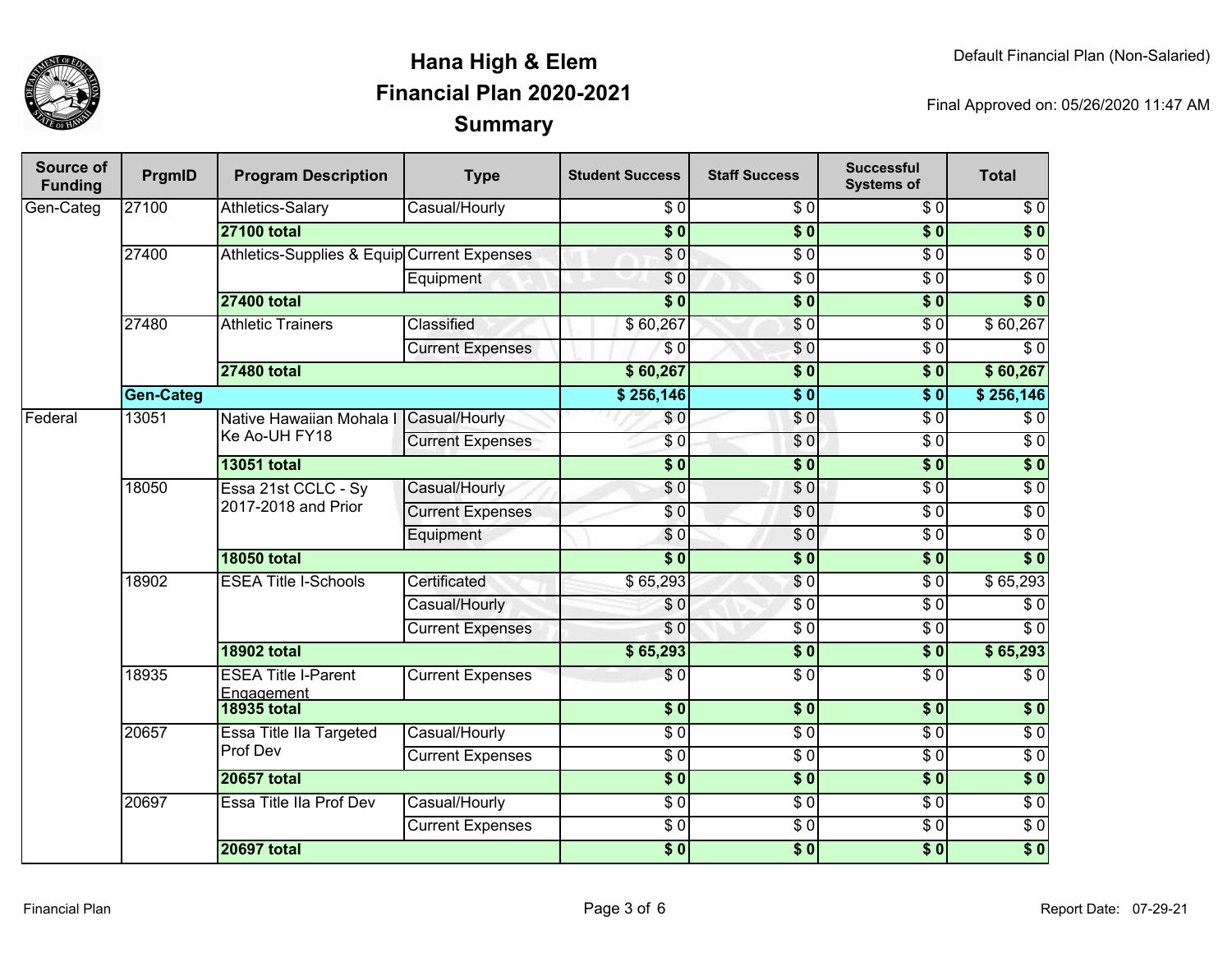# Hana High & Elem
## Financial Plan 2020-2021
## Summary

Default Financial Plan (Non-Salaried)

Final Approved on: 05/26/2020 11:47 AM

| Source of Funding | PrgmID | Program Description | Type | Student Success | Staff Success | Successful Systems of | Total |
|---|---|---|---|---|---|---|---|
| Gen-Categ | 27100 | Athletics-Salary | Casual/Hourly | $ 0 | $ 0 | $ 0 | $ 0 |
| | | **27100 total** | | **$ 0** | **$ 0** | **$ 0** | **$ 0** |
| | 27400 | Athletics-Supplies & Equip | Current Expenses | $ 0 | $ 0 | $ 0 | $ 0 |
| | | | Equipment | $ 0 | $ 0 | $ 0 | $ 0 |
| | | **27400 total** | | **$ 0** | **$ 0** | **$ 0** | **$ 0** |
| | 27480 | Athletic Trainers | Classified | $ 60,267 | $ 0 | $ 0 | $ 60,267 |
| | | | Current Expenses | $ 0 | $ 0 | $ 0 | $ 0 |
| | | **27480 total** | | **$ 60,267** | **$ 0** | **$ 0** | **$ 60,267** |
| | **Gen-Categ** | | | **$ 256,146** | **$ 0** | **$ 0** | **$ 256,146** |
| Federal | 13051 | Native Hawaiian Mohala I Ke Ao-UH FY18 | Casual/Hourly | $ 0 | $ 0 | $ 0 | $ 0 |
| | | | Current Expenses | $ 0 | $ 0 | $ 0 | $ 0 |
| | | **13051 total** | | **$ 0** | **$ 0** | **$ 0** | **$ 0** |
| | 18050 | Essa 21st CCLC - Sy 2017-2018 and Prior | Casual/Hourly | $ 0 | $ 0 | $ 0 | $ 0 |
| | | | Current Expenses | $ 0 | $ 0 | $ 0 | $ 0 |
| | | | Equipment | $ 0 | $ 0 | $ 0 | $ 0 |
| | | **18050 total** | | **$ 0** | **$ 0** | **$ 0** | **$ 0** |
| | 18902 | ESEA Title I-Schools | Certificated | $ 65,293 | $ 0 | $ 0 | $ 65,293 |
| | | | Casual/Hourly | $ 0 | $ 0 | $ 0 | $ 0 |
| | | | Current Expenses | $ 0 | $ 0 | $ 0 | $ 0 |
| | | **18902 total** | | **$ 65,293** | **$ 0** | **$ 0** | **$ 65,293** |
| | 18935 | ESEA Title I-Parent Engagement | Current Expenses | $ 0 | $ 0 | $ 0 | $ 0 |
| | | **18935 total** | | **$ 0** | **$ 0** | **$ 0** | **$ 0** |
| | 20657 | Essa Title IIa Targeted Prof Dev | Casual/Hourly | $ 0 | $ 0 | $ 0 | $ 0 |
| | | | Current Expenses | $ 0 | $ 0 | $ 0 | $ 0 |
| | | **20657 total** | | **$ 0** | **$ 0** | **$ 0** | **$ 0** |
| | 20697 | Essa Title IIa Prof Dev | Casual/Hourly | $ 0 | $ 0 | $ 0 | $ 0 |
| | | | Current Expenses | $ 0 | $ 0 | $ 0 | $ 0 |
| | | **20697 total** | | **$ 0** | **$ 0** | **$ 0** | **$ 0** |

Report Date: 07-29-21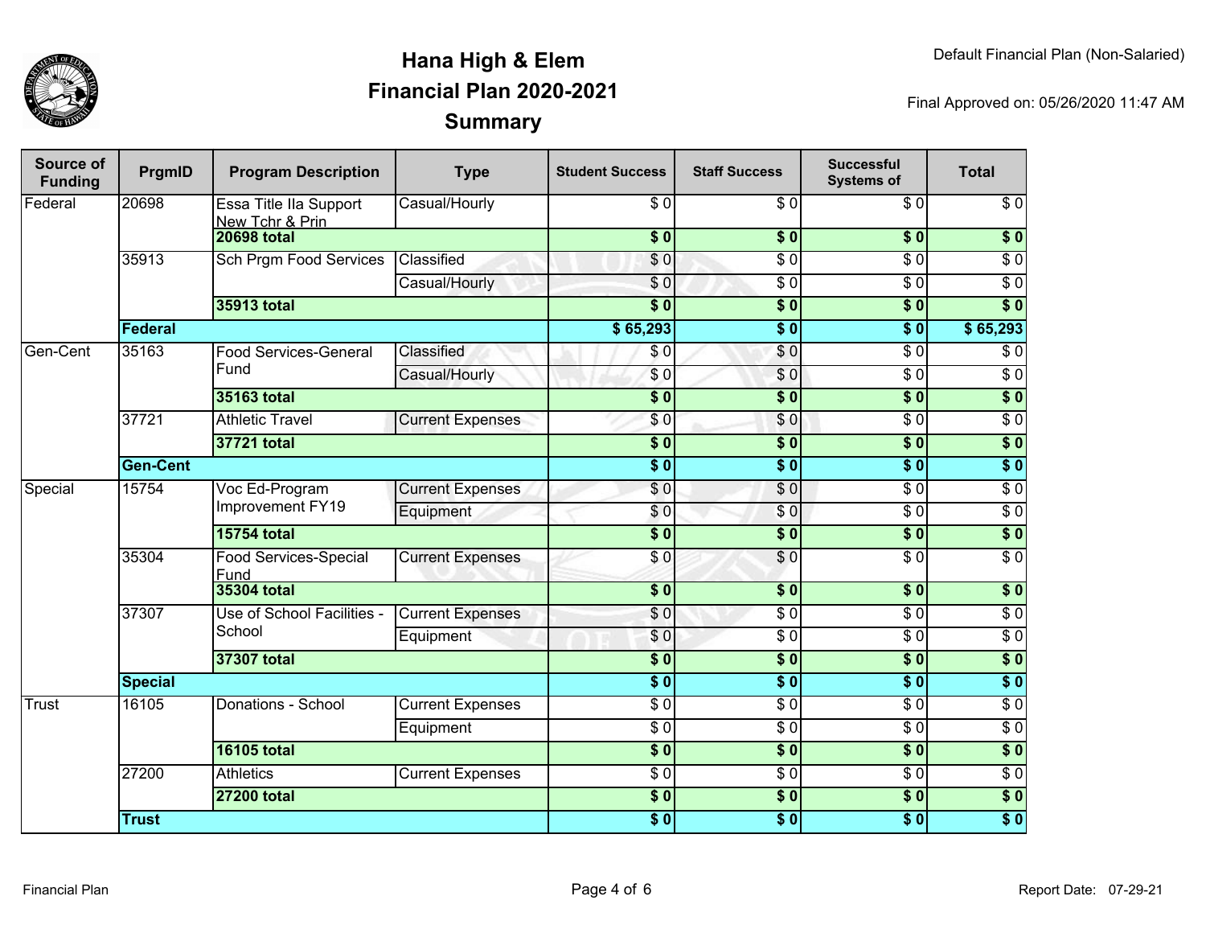# Hana High & Elem
## Financial Plan 2020-2021
## Summary

Default Financial Plan (Non-Salaried)

Final Approved on: 05/26/2020 11:47 AM

| Source of Funding | PrgmID | Program Description | Type | Student Success | Staff Success | Successful Systems of | Total |
|---|---|---|---|---|---|---|---|
| Federal | 20698 | Essa Title IIa Support New Tchr & Prin | Casual/Hourly | $ 0 | $ 0 | $ 0 | $ 0 |
| | | **20698 total** | | **$ 0** | **$ 0** | **$ 0** | **$ 0** |
| | 35913 | Sch Prgm Food Services | Classified | $ 0 | $ 0 | $ 0 | $ 0 |
| | | | Casual/Hourly | $ 0 | $ 0 | $ 0 | $ 0 |
| | | **35913 total** | | **$ 0** | **$ 0** | **$ 0** | **$ 0** |
| | **Federal** | | | **$ 65,293** | **$ 0** | **$ 0** | **$ 65,293** |
| Gen-Cent | 35163 | Food Services-General Fund | Classified | $ 0 | $ 0 | $ 0 | $ 0 |
| | | | Casual/Hourly | $ 0 | $ 0 | $ 0 | $ 0 |
| | | **35163 total** | | **$ 0** | **$ 0** | **$ 0** | **$ 0** |
| | 37721 | Athletic Travel | Current Expenses | $ 0 | $ 0 | $ 0 | $ 0 |
| | | **37721 total** | | **$ 0** | **$ 0** | **$ 0** | **$ 0** |
| | **Gen-Cent** | | | **$ 0** | **$ 0** | **$ 0** | **$ 0** |
| Special | 15754 | Voc Ed-Program Improvement FY19 | Current Expenses | $ 0 | $ 0 | $ 0 | $ 0 |
| | | | Equipment | $ 0 | $ 0 | $ 0 | $ 0 |
| | | **15754 total** | | **$ 0** | **$ 0** | **$ 0** | **$ 0** |
| | 35304 | Food Services-Special Fund | Current Expenses | $ 0 | $ 0 | $ 0 | $ 0 |
| | | **35304 total** | | **$ 0** | **$ 0** | **$ 0** | **$ 0** |
| | 37307 | Use of School Facilities - School | Current Expenses | $ 0 | $ 0 | $ 0 | $ 0 |
| | | | Equipment | $ 0 | $ 0 | $ 0 | $ 0 |
| | | **37307 total** | | **$ 0** | **$ 0** | **$ 0** | **$ 0** |
| | **Special** | | | **$ 0** | **$ 0** | **$ 0** | **$ 0** |
| Trust | 16105 | Donations - School | Current Expenses | $ 0 | $ 0 | $ 0 | $ 0 |
| | | | Equipment | $ 0 | $ 0 | $ 0 | $ 0 |
| | | **16105 total** | | **$ 0** | **$ 0** | **$ 0** | **$ 0** |
| | 27200 | Athletics | Current Expenses | $ 0 | $ 0 | $ 0 | $ 0 |
| | | **27200 total** | | **$ 0** | **$ 0** | **$ 0** | **$ 0** |
| | **Trust** | | | **$ 0** | **$ 0** | **$ 0** | **$ 0** |

Report Date: 07-29-21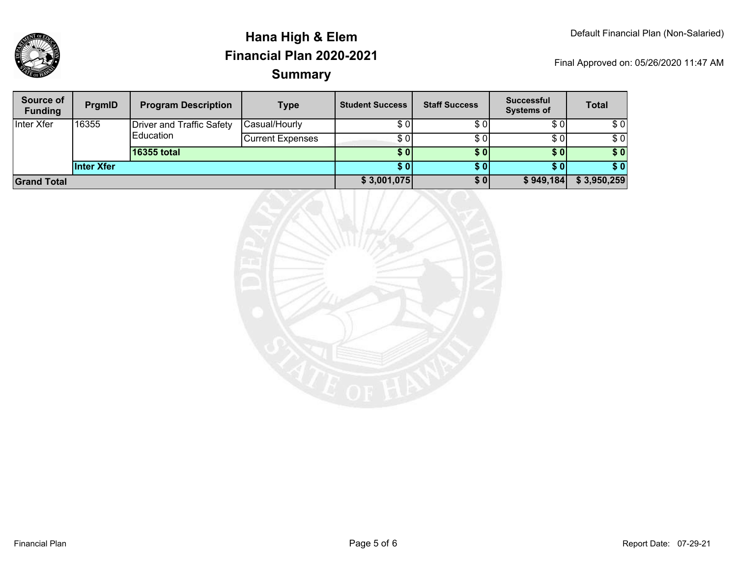# Hana High & Elem
# Financial Plan 2020-2021
# Summary

Default Financial Plan (Non-Salaried)

Final Approved on: 05/26/2020 11:47 AM

| Source of Funding | PrgmID | Program Description | Type | Student Success | Staff Success | Successful Systems of | Total |
|---|---|---|---|---|---|---|---|
| Inter Xfer | 16355 | Driver and Traffic Safety Education | Casual/Hourly | $ 0 | $ 0 | $ 0 | $ 0 |
| | | | Current Expenses | $ 0 | $ 0 | $ 0 | $ 0 |
| | | **16355 total** | | **$ 0** | **$ 0** | **$ 0** | **$ 0** |
| | **Inter Xfer** | | | **$ 0** | **$ 0** | **$ 0** | **$ 0** |
| **Grand Total** | | | | **$ 3,001,075** | **$ 0** | **$ 949,184** | **$ 3,950,259** |

Financial Plan

Report Date: 07-29-21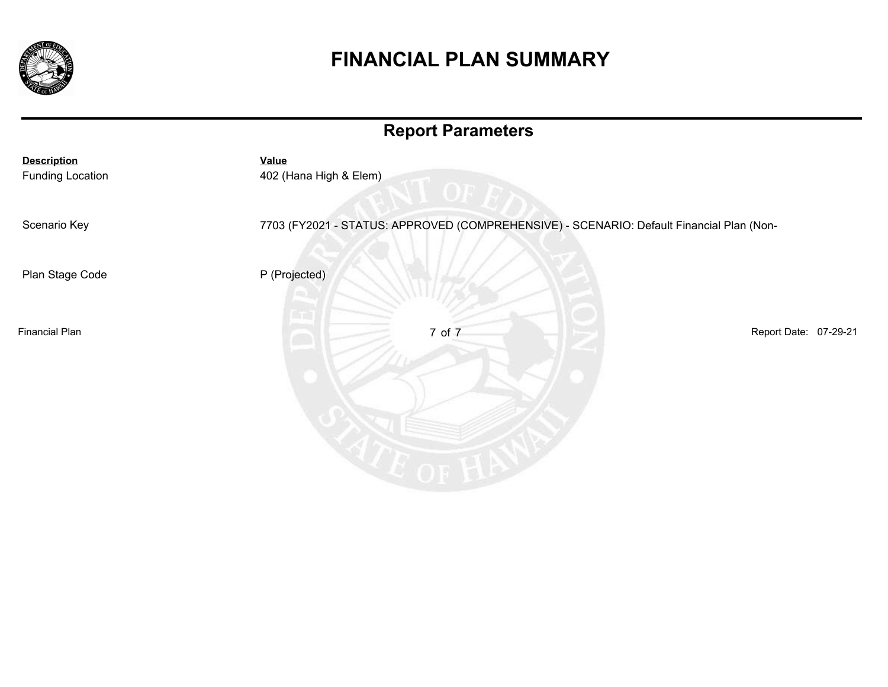# FINANCIAL PLAN SUMMARY

## Report Parameters

| Description | Value |
|---|---|
| Funding Location | 402 (Hana High & Elem) |
| Scenario Key | 7703 (FY2021 - STATUS: APPROVED (COMPREHENSIVE) - SCENARIO: Default Financial Plan (Non- |
| Plan Stage Code | P (Projected) |